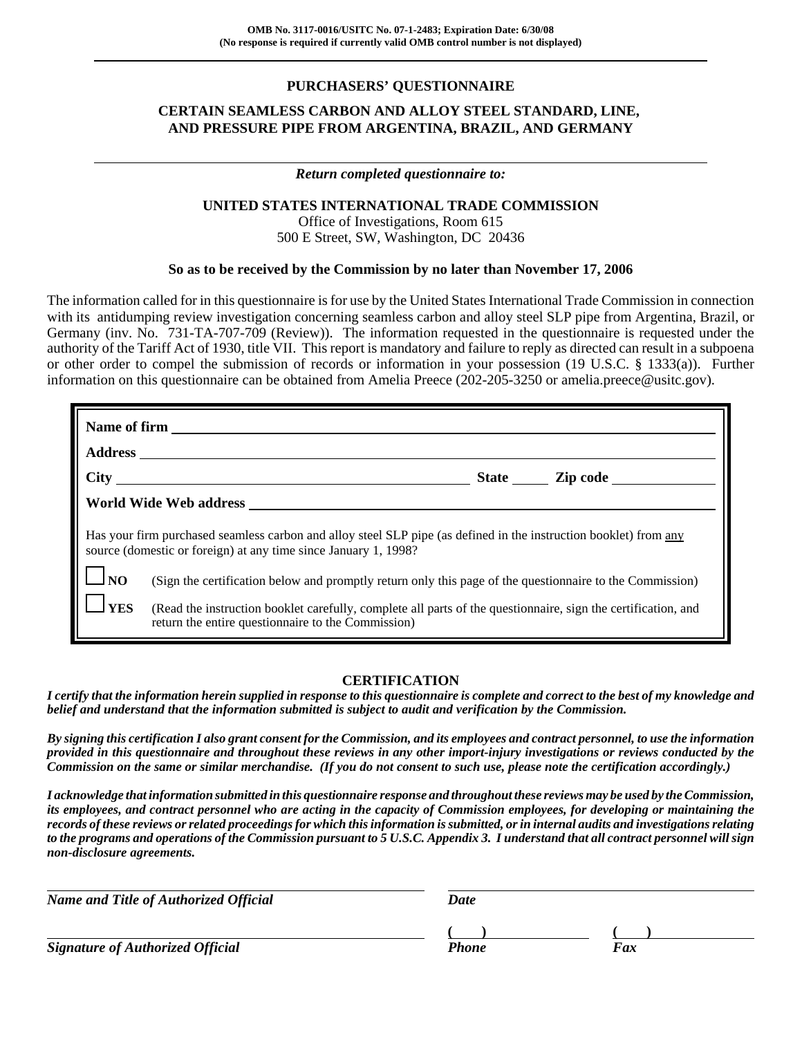**OMB No. 3117-0016/USITC No. 07-1-2483; Expiration Date: 6/30/08**
**(No response is required if currently valid OMB control number is not displayed)**

# PURCHASERS' QUESTIONNAIRE

## CERTAIN SEAMLESS CARBON AND ALLOY STEEL STANDARD, LINE, AND PRESSURE PIPE FROM ARGENTINA, BRAZIL, AND GERMANY

***Return completed questionnaire to:***

**UNITED STATES INTERNATIONAL TRADE COMMISSION**
Office of Investigations, Room 615
500 E Street, SW, Washington, DC 20436

**So as to be received by the Commission by no later than November 17, 2006**

The information called for in this questionnaire is for use by the United States International Trade Commission in connection with its antidumping review investigation concerning seamless carbon and alloy steel SLP pipe from Argentina, Brazil, or Germany (inv. No. 731-TA-707-709 (Review)). The information requested in the questionnaire is requested under the authority of the Tariff Act of 1930, title VII. This report is mandatory and failure to reply as directed can result in a subpoena or other order to compel the submission of records or information in your possession (19 U.S.C. § 1333(a)). Further information on this questionnaire can be obtained from Amelia Preece (202-205-3250 or amelia.preece@usitc.gov).

**Name of firm** ______________________________

**Address** ______________________________

**City** ____________________ **State** _____ **Zip code** __________

**World Wide Web address** ______________________________

Has your firm purchased seamless carbon and alloy steel SLP pipe (as defined in the instruction booklet) from any source (domestic or foreign) at any time since January 1, 1998?

☐ **NO** (Sign the certification below and promptly return only this page of the questionnaire to the Commission)

☐ **YES** (Read the instruction booklet carefully, complete all parts of the questionnaire, sign the certification, and return the entire questionnaire to the Commission)

## CERTIFICATION

***I certify that the information herein supplied in response to this questionnaire is complete and correct to the best of my knowledge and belief and understand that the information submitted is subject to audit and verification by the Commission.***

***By signing this certification I also grant consent for the Commission, and its employees and contract personnel, to use the information provided in this questionnaire and throughout these reviews in any other import-injury investigations or reviews conducted by the Commission on the same or similar merchandise. (If you do not consent to such use, please note the certification accordingly.)***

***I acknowledge that information submitted in this questionnaire response and throughout these reviews may be used by the Commission, its employees, and contract personnel who are acting in the capacity of Commission employees, for developing or maintaining the records of these reviews or related proceedings for which this information is submitted, or in internal audits and investigations relating to the programs and operations of the Commission pursuant to 5 U.S.C. Appendix 3. I understand that all contract personnel will sign non-disclosure agreements.***

______________________________ ______________________________
***Name and Title of Authorized Official*** ***Date***

______________________________ ( ) __________ ( ) __________
***Signature of Authorized Official*** ***Phone*** ***Fax***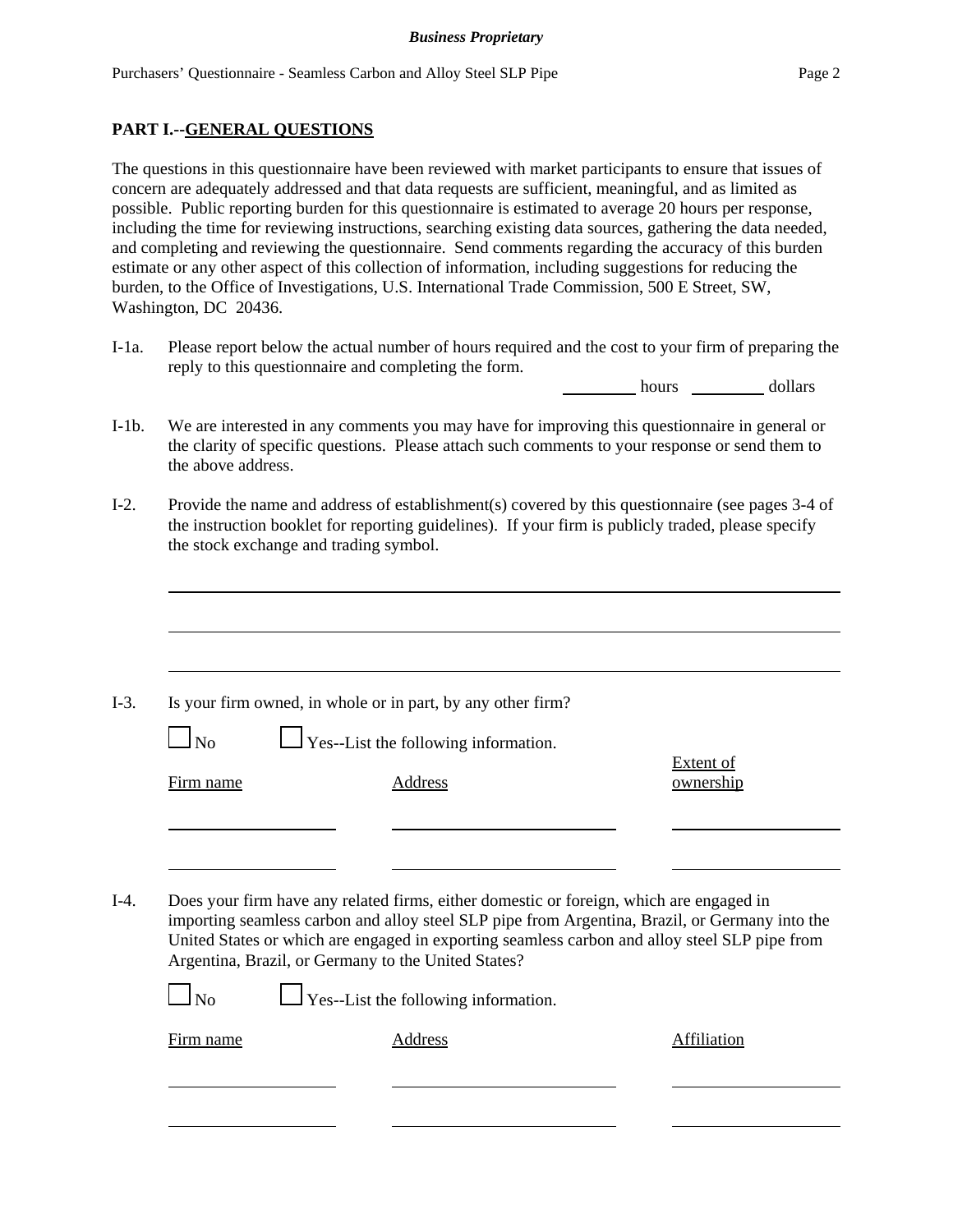## PART I.--GENERAL QUESTIONS

The questions in this questionnaire have been reviewed with market participants to ensure that issues of concern are adequately addressed and that data requests are sufficient, meaningful, and as limited as possible. Public reporting burden for this questionnaire is estimated to average 20 hours per response, including the time for reviewing instructions, searching existing data sources, gathering the data needed, and completing and reviewing the questionnaire. Send comments regarding the accuracy of this burden estimate or any other aspect of this collection of information, including suggestions for reducing the burden, to the Office of Investigations, U.S. International Trade Commission, 500 E Street, SW, Washington, DC 20436.

I-1a. Please report below the actual number of hours required and the cost to your firm of preparing the reply to this questionnaire and completing the form.

________ hours ________ dollars

I-1b. We are interested in any comments you may have for improving this questionnaire in general or the clarity of specific questions. Please attach such comments to your response or send them to the above address.

I-2. Provide the name and address of establishment(s) covered by this questionnaire (see pages 3-4 of the instruction booklet for reporting guidelines). If your firm is publicly traded, please specify the stock exchange and trading symbol.

______________________________________________

______________________________________________

______________________________________________

I-3. Is your firm owned, in whole or in part, by any other firm?

☐ No ☐ Yes--List the following information.

| Firm name | Address | Extent of ownership |
|---|---|---|
| | | |
| | | |

I-4. Does your firm have any related firms, either domestic or foreign, which are engaged in importing seamless carbon and alloy steel SLP pipe from Argentina, Brazil, or Germany into the United States or which are engaged in exporting seamless carbon and alloy steel SLP pipe from Argentina, Brazil, or Germany to the United States?

☐ No ☐ Yes--List the following information.

| Firm name | Address | Affiliation |
|---|---|---|
| | | |
| | | |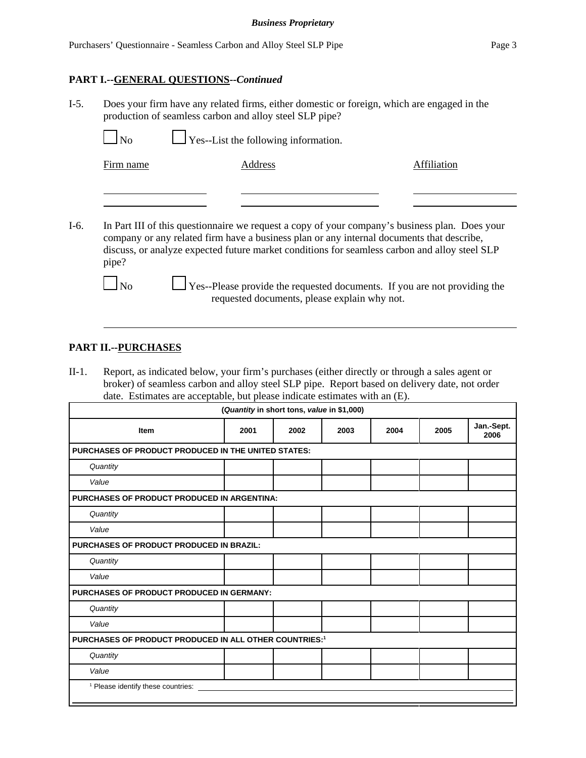## PART I.--GENERAL QUESTIONS--*Continued*

I-5. Does your firm have any related firms, either domestic or foreign, which are engaged in the production of seamless carbon and alloy steel SLP pipe?

☐ No ☐ Yes--List the following information.

| Firm name | Address | Affiliation |
|---|---|---|
| | | |
| | | |

I-6. In Part III of this questionnaire we request a copy of your company's business plan. Does your company or any related firm have a business plan or any internal documents that describe, discuss, or analyze expected future market conditions for seamless carbon and alloy steel SLP pipe?

☐ No ☐ Yes--Please provide the requested documents. If you are not providing the requested documents, please explain why not.

______________________________________________________________________

## PART II.--PURCHASES

II-1. Report, as indicated below, your firm's purchases (either directly or through a sales agent or broker) of seamless carbon and alloy steel SLP pipe. Report based on delivery date, not order date. Estimates are acceptable, but please indicate estimates with an (E).

(*Quantity* in short tons, *value* in $1,000)

| Item | 2001 | 2002 | 2003 | 2004 | 2005 | Jan.-Sept. 2006 |
|---|---|---|---|---|---|---|
| **PURCHASES OF PRODUCT PRODUCED IN THE UNITED STATES:** | | | | | | |
| *Quantity* | | | | | | |
| *Value* | | | | | | |
| **PURCHASES OF PRODUCT PRODUCED IN ARGENTINA:** | | | | | | |
| *Quantity* | | | | | | |
| *Value* | | | | | | |
| **PURCHASES OF PRODUCT PRODUCED IN BRAZIL:** | | | | | | |
| *Quantity* | | | | | | |
| *Value* | | | | | | |
| **PURCHASES OF PRODUCT PRODUCED IN GERMANY:** | | | | | | |
| *Quantity* | | | | | | |
| *Value* | | | | | | |
| **PURCHASES OF PRODUCT PRODUCED IN ALL OTHER COUNTRIES:**[1] | | | | | | |
| *Quantity* | | | | | | |
| *Value* | | | | | | |

[1] Please identify these countries: ______________________________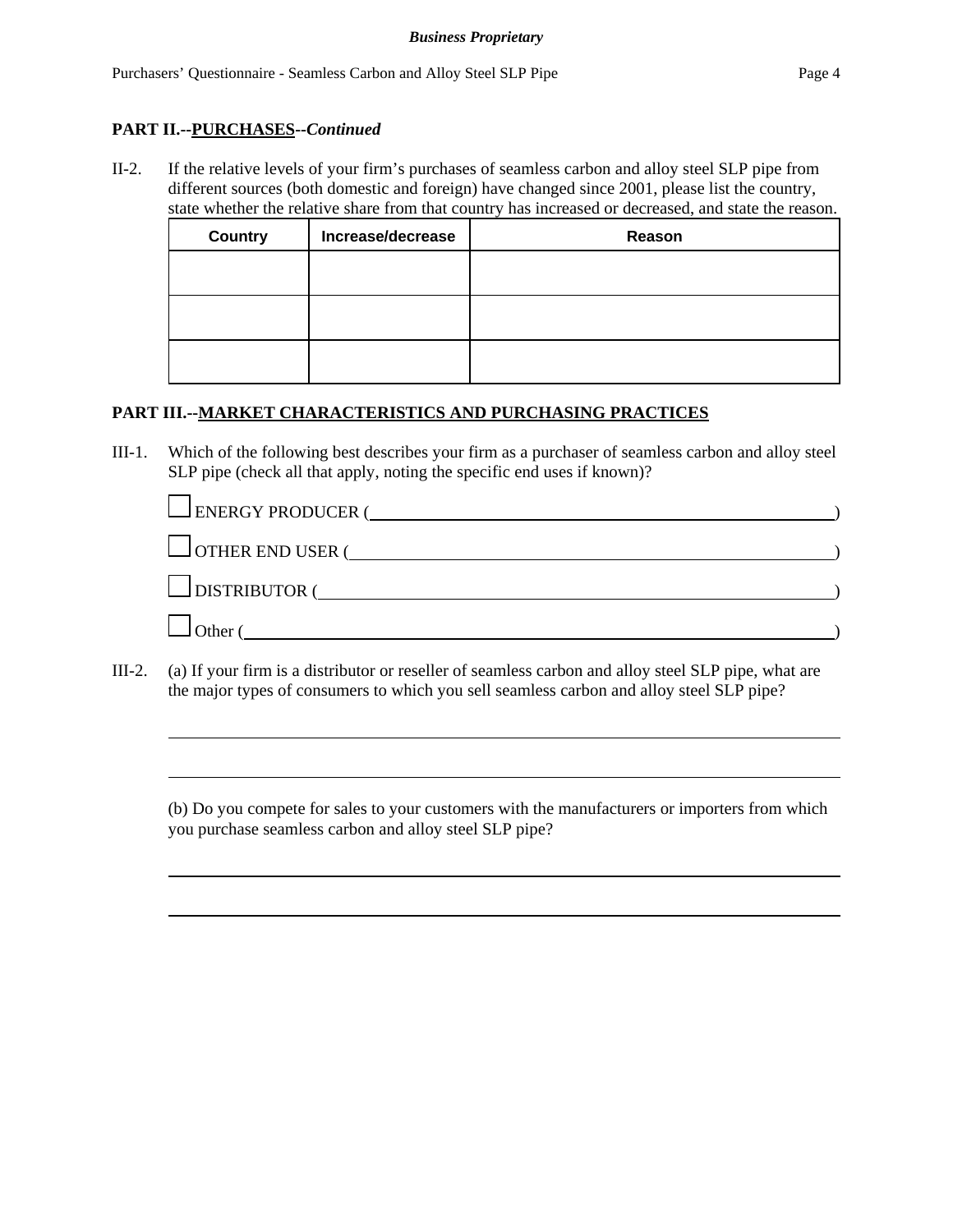**PART II.--PURCHASES--*Continued***

II-2. If the relative levels of your firm's purchases of seamless carbon and alloy steel SLP pipe from different sources (both domestic and foreign) have changed since 2001, please list the country, state whether the relative share from that country has increased or decreased, and state the reason.

| Country | Increase/decrease | Reason |
|---|---|---|
| | | |
| | | |
| | | |

**PART III.--MARKET CHARACTERISTICS AND PURCHASING PRACTICES**

III-1. Which of the following best describes your firm as a purchaser of seamless carbon and alloy steel SLP pipe (check all that apply, noting the specific end uses if known)?

☐ ENERGY PRODUCER (\_\_\_\_\_\_\_\_\_\_\_\_\_\_\_\_\_\_\_\_\_\_\_\_\_\_\_\_\_\_)

☐ OTHER END USER (\_\_\_\_\_\_\_\_\_\_\_\_\_\_\_\_\_\_\_\_\_\_\_\_\_\_\_\_\_\_)

☐ DISTRIBUTOR (\_\_\_\_\_\_\_\_\_\_\_\_\_\_\_\_\_\_\_\_\_\_\_\_\_\_\_\_\_\_)

☐ Other (\_\_\_\_\_\_\_\_\_\_\_\_\_\_\_\_\_\_\_\_\_\_\_\_\_\_\_\_\_\_)

III-2. (a) If your firm is a distributor or reseller of seamless carbon and alloy steel SLP pipe, what are the major types of consumers to which you sell seamless carbon and alloy steel SLP pipe?

\_\_\_\_\_\_\_\_\_\_\_\_\_\_\_\_\_\_\_\_\_\_\_\_\_\_\_\_\_\_\_\_\_\_\_\_\_\_\_\_\_\_\_\_\_\_\_\_\_\_\_\_\_\_\_\_

\_\_\_\_\_\_\_\_\_\_\_\_\_\_\_\_\_\_\_\_\_\_\_\_\_\_\_\_\_\_\_\_\_\_\_\_\_\_\_\_\_\_\_\_\_\_\_\_\_\_\_\_\_\_\_\_

(b) Do you compete for sales to your customers with the manufacturers or importers from which you purchase seamless carbon and alloy steel SLP pipe?

\_\_\_\_\_\_\_\_\_\_\_\_\_\_\_\_\_\_\_\_\_\_\_\_\_\_\_\_\_\_\_\_\_\_\_\_\_\_\_\_\_\_\_\_\_\_\_\_\_\_\_\_\_\_\_\_

\_\_\_\_\_\_\_\_\_\_\_\_\_\_\_\_\_\_\_\_\_\_\_\_\_\_\_\_\_\_\_\_\_\_\_\_\_\_\_\_\_\_\_\_\_\_\_\_\_\_\_\_\_\_\_\_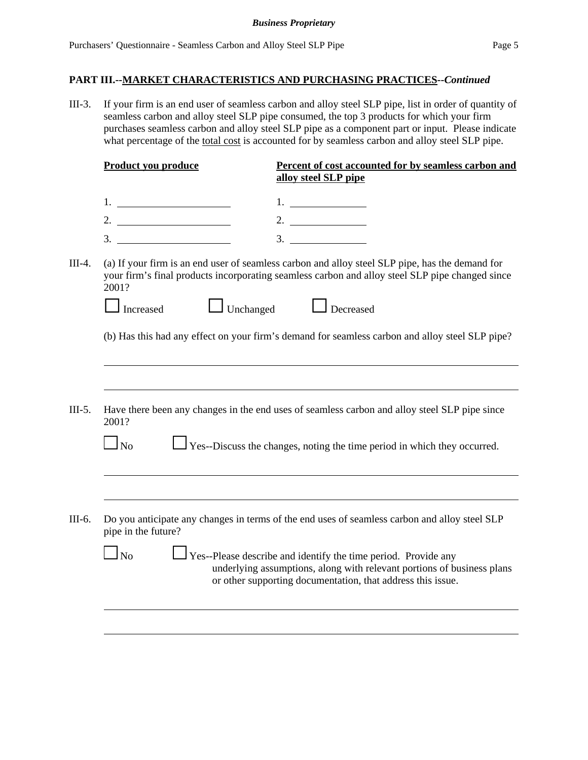## PART III.--MARKET CHARACTERISTICS AND PURCHASING PRACTICES--*Continued*

III-3. If your firm is an end user of seamless carbon and alloy steel SLP pipe, list in order of quantity of seamless carbon and alloy steel SLP pipe consumed, the top 3 products for which your firm purchases seamless carbon and alloy steel SLP pipe as a component part or input. Please indicate what percentage of the total cost is accounted for by seamless carbon and alloy steel SLP pipe.

| Product you produce | Percent of cost accounted for by seamless carbon and alloy steel SLP pipe |
|---|---|
| 1. ______________ | 1. ______________ |
| 2. ______________ | 2. ______________ |
| 3. ______________ | 3. ______________ |

III-4. (a) If your firm is an end user of seamless carbon and alloy steel SLP pipe, has the demand for your firm's final products incorporating seamless carbon and alloy steel SLP pipe changed since 2001?

☐ Increased ☐ Unchanged ☐ Decreased

(b) Has this had any effect on your firm's demand for seamless carbon and alloy steel SLP pipe?

______________________________________________

______________________________________________

III-5. Have there been any changes in the end uses of seamless carbon and alloy steel SLP pipe since 2001?

☐ No ☐ Yes--Discuss the changes, noting the time period in which they occurred.

______________________________________________

______________________________________________

III-6. Do you anticipate any changes in terms of the end uses of seamless carbon and alloy steel SLP pipe in the future?

☐ No ☐ Yes--Please describe and identify the time period. Provide any underlying assumptions, along with relevant portions of business plans or other supporting documentation, that address this issue.

______________________________________________

______________________________________________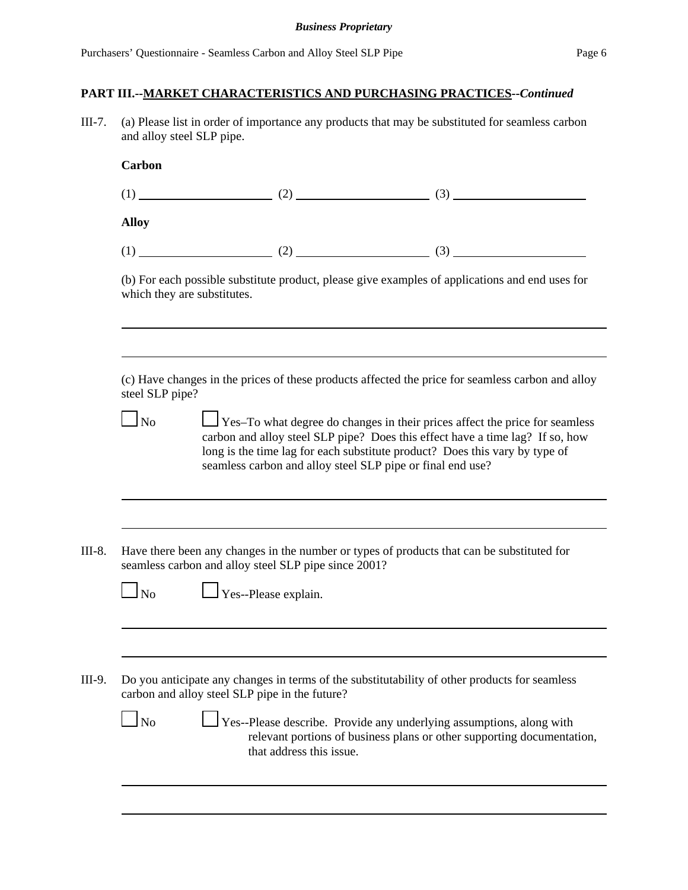## PART III.--MARKET CHARACTERISTICS AND PURCHASING PRACTICES--*Continued*

III-7. (a) Please list in order of importance any products that may be substituted for seamless carbon and alloy steel SLP pipe.

**Carbon**

(1) ____________________ (2) ____________________ (3) ____________________

**Alloy**

(1) ____________________ (2) ____________________ (3) ____________________

(b) For each possible substitute product, please give examples of applications and end uses for which they are substitutes.

______________________________________________________________________

______________________________________________________________________

(c) Have changes in the prices of these products affected the price for seamless carbon and alloy steel SLP pipe?

☐ No ☐ Yes–To what degree do changes in their prices affect the price for seamless carbon and alloy steel SLP pipe? Does this effect have a time lag? If so, how long is the time lag for each substitute product? Does this vary by type of seamless carbon and alloy steel SLP pipe or final end use?

______________________________________________________________________

______________________________________________________________________

III-8. Have there been any changes in the number or types of products that can be substituted for seamless carbon and alloy steel SLP pipe since 2001?

☐ No ☐ Yes--Please explain.

______________________________________________________________________

______________________________________________________________________

III-9. Do you anticipate any changes in terms of the substitutability of other products for seamless carbon and alloy steel SLP pipe in the future?

☐ No ☐ Yes--Please describe. Provide any underlying assumptions, along with relevant portions of business plans or other supporting documentation, that address this issue.

______________________________________________________________________

______________________________________________________________________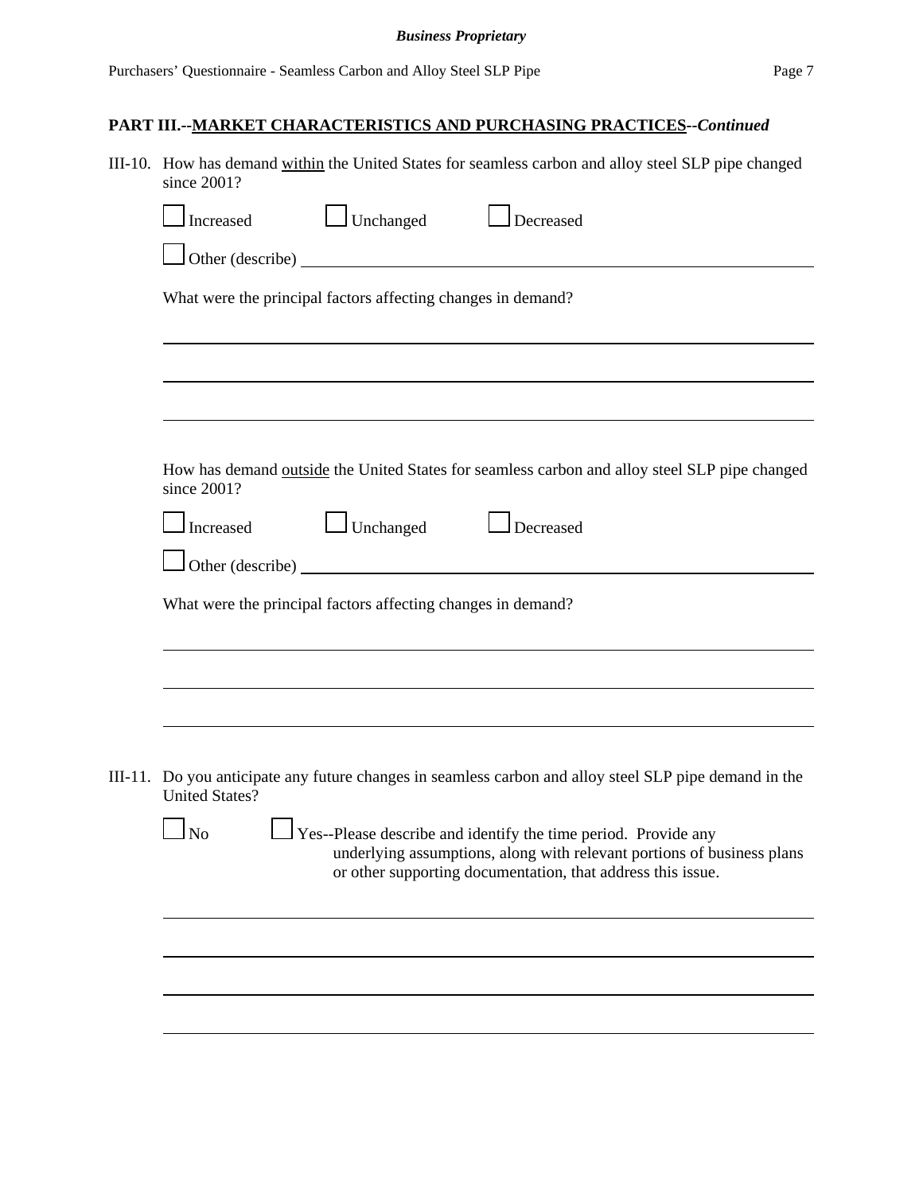**Business Proprietary**

## PART III.--MARKET CHARACTERISTICS AND PURCHASING PRACTICES--*Continued*

III-10. How has demand within the United States for seamless carbon and alloy steel SLP pipe changed since 2001?

☐ Increased ☐ Unchanged ☐ Decreased

☐ Other (describe) ______________________________________________

What were the principal factors affecting changes in demand?

______________________________________________

______________________________________________

______________________________________________

How has demand outside the United States for seamless carbon and alloy steel SLP pipe changed since 2001?

☐ Increased ☐ Unchanged ☐ Decreased

☐ Other (describe) ______________________________________________

What were the principal factors affecting changes in demand?

______________________________________________

______________________________________________

______________________________________________

III-11. Do you anticipate any future changes in seamless carbon and alloy steel SLP pipe demand in the United States?

☐ No ☐ Yes--Please describe and identify the time period. Provide any underlying assumptions, along with relevant portions of business plans or other supporting documentation, that address this issue.

______________________________________________

______________________________________________

______________________________________________

______________________________________________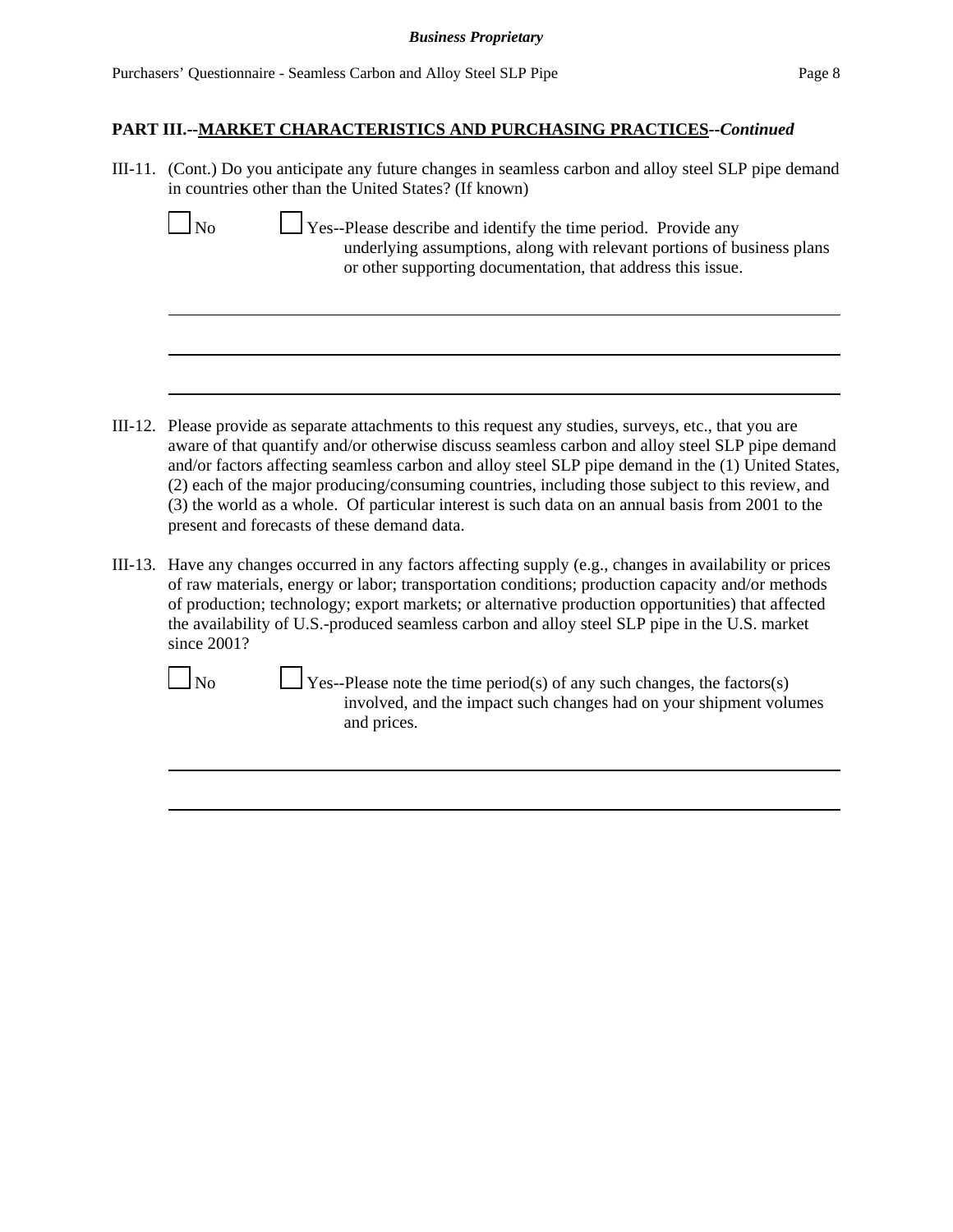**PART III.--MARKET CHARACTERISTICS AND PURCHASING PRACTICES--*Continued***

III-11. (Cont.) Do you anticipate any future changes in seamless carbon and alloy steel SLP pipe demand in countries other than the United States? (If known)

☐ No ☐ Yes--Please describe and identify the time period. Provide any underlying assumptions, along with relevant portions of business plans or other supporting documentation, that address this issue.

III-12. Please provide as separate attachments to this request any studies, surveys, etc., that you are aware of that quantify and/or otherwise discuss seamless carbon and alloy steel SLP pipe demand and/or factors affecting seamless carbon and alloy steel SLP pipe demand in the (1) United States, (2) each of the major producing/consuming countries, including those subject to this review, and (3) the world as a whole. Of particular interest is such data on an annual basis from 2001 to the present and forecasts of these demand data.

III-13. Have any changes occurred in any factors affecting supply (e.g., changes in availability or prices of raw materials, energy or labor; transportation conditions; production capacity and/or methods of production; technology; export markets; or alternative production opportunities) that affected the availability of U.S.-produced seamless carbon and alloy steel SLP pipe in the U.S. market since 2001?

☐ No ☐ Yes--Please note the time period(s) of any such changes, the factors(s) involved, and the impact such changes had on your shipment volumes and prices.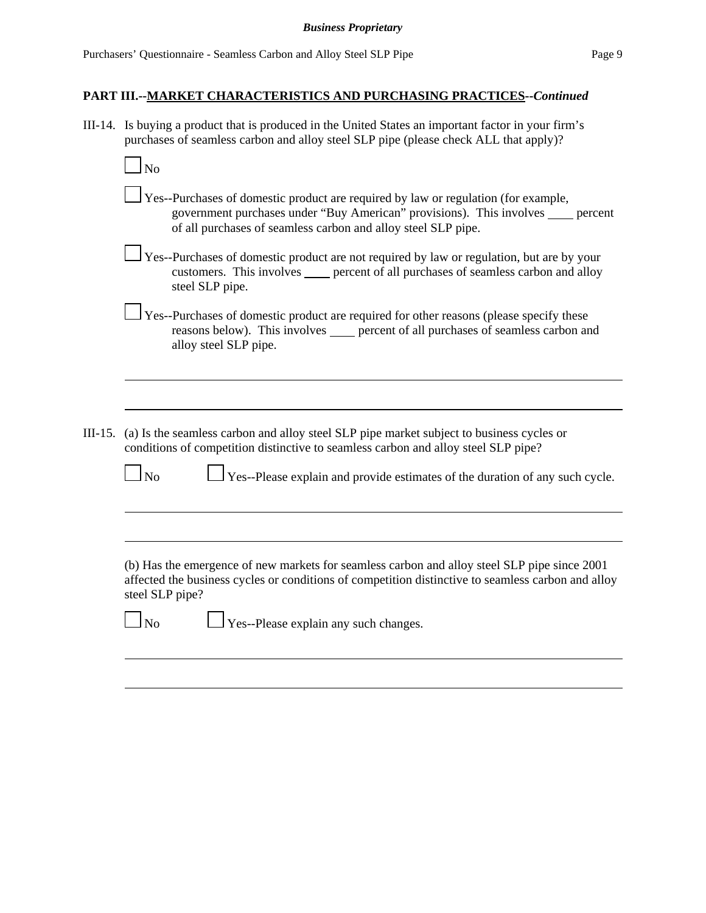**PART III.--MARKET CHARACTERISTICS AND PURCHASING PRACTICES--*Continued***

III-14. Is buying a product that is produced in the United States an important factor in your firm's purchases of seamless carbon and alloy steel SLP pipe (please check ALL that apply)?

☐ No

☐ Yes--Purchases of domestic product are required by law or regulation (for example, government purchases under "Buy American" provisions). This involves ____ percent of all purchases of seamless carbon and alloy steel SLP pipe.

☐ Yes--Purchases of domestic product are not required by law or regulation, but are by your customers. This involves ____ percent of all purchases of seamless carbon and alloy steel SLP pipe.

☐ Yes--Purchases of domestic product are required for other reasons (please specify these reasons below). This involves ____ percent of all purchases of seamless carbon and alloy steel SLP pipe.

______________________________________________________________________________

______________________________________________________________________________

III-15. (a) Is the seamless carbon and alloy steel SLP pipe market subject to business cycles or conditions of competition distinctive to seamless carbon and alloy steel SLP pipe?

☐ No ☐ Yes--Please explain and provide estimates of the duration of any such cycle.

______________________________________________________________________________

______________________________________________________________________________

(b) Has the emergence of new markets for seamless carbon and alloy steel SLP pipe since 2001 affected the business cycles or conditions of competition distinctive to seamless carbon and alloy steel SLP pipe?

☐ No ☐ Yes--Please explain any such changes.

______________________________________________________________________________

______________________________________________________________________________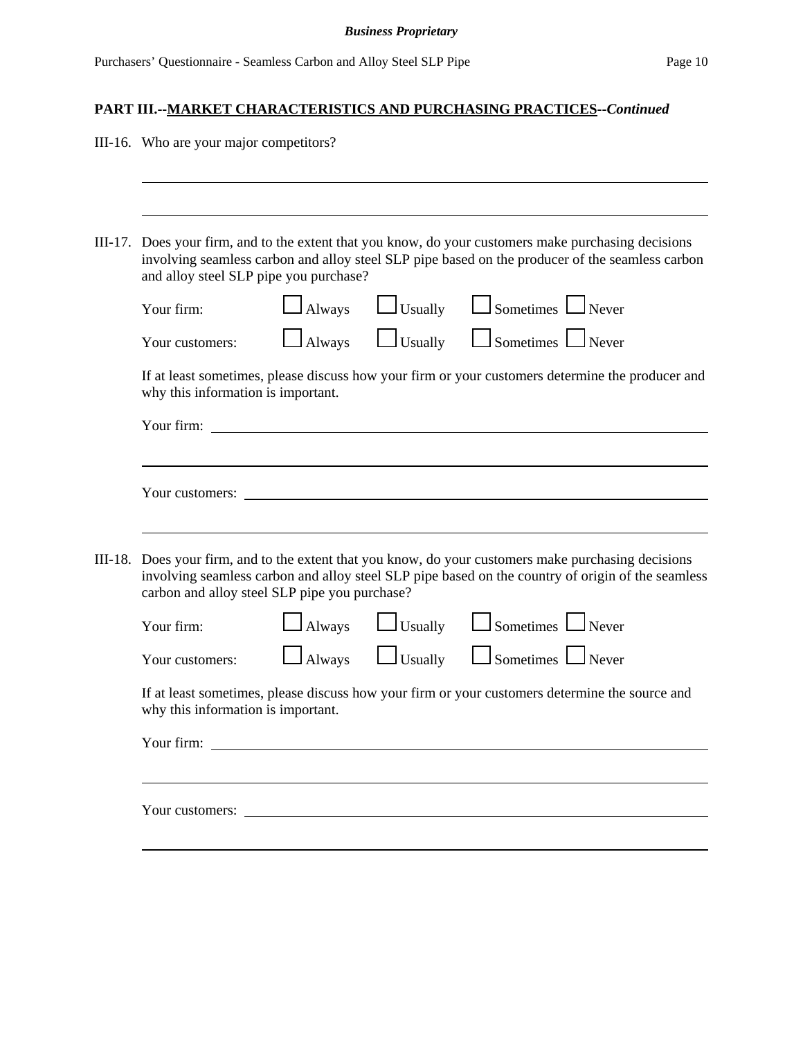## PART III.--MARKET CHARACTERISTICS AND PURCHASING PRACTICES--*Continued*

III-16. Who are your major competitors?

\_\_\_\_\_\_\_\_\_\_\_\_\_\_\_\_\_\_\_\_\_\_\_\_\_\_\_\_\_\_\_\_\_\_\_\_\_\_\_\_\_\_\_\_\_\_\_\_\_\_\_\_\_\_\_\_\_\_\_\_\_\_\_\_\_\_\_\_\_\_

\_\_\_\_\_\_\_\_\_\_\_\_\_\_\_\_\_\_\_\_\_\_\_\_\_\_\_\_\_\_\_\_\_\_\_\_\_\_\_\_\_\_\_\_\_\_\_\_\_\_\_\_\_\_\_\_\_\_\_\_\_\_\_\_\_\_\_\_\_\_

III-17. Does your firm, and to the extent that you know, do your customers make purchasing decisions involving seamless carbon and alloy steel SLP pipe based on the producer of the seamless carbon and alloy steel SLP pipe you purchase?

Your firm: ☐ Always ☐ Usually ☐ Sometimes ☐ Never

Your customers: ☐ Always ☐ Usually ☐ Sometimes ☐ Never

If at least sometimes, please discuss how your firm or your customers determine the producer and why this information is important.

Your firm: \_\_\_\_\_\_\_\_\_\_\_\_\_\_\_\_\_\_\_\_\_\_\_\_\_\_\_\_\_\_\_\_\_\_\_\_\_\_\_\_\_\_\_\_\_\_\_\_\_\_\_\_\_\_\_\_\_\_\_\_

\_\_\_\_\_\_\_\_\_\_\_\_\_\_\_\_\_\_\_\_\_\_\_\_\_\_\_\_\_\_\_\_\_\_\_\_\_\_\_\_\_\_\_\_\_\_\_\_\_\_\_\_\_\_\_\_\_\_\_\_\_\_\_\_\_\_\_\_\_\_

Your customers: \_\_\_\_\_\_\_\_\_\_\_\_\_\_\_\_\_\_\_\_\_\_\_\_\_\_\_\_\_\_\_\_\_\_\_\_\_\_\_\_\_\_\_\_\_\_\_\_\_\_\_\_\_\_\_\_

\_\_\_\_\_\_\_\_\_\_\_\_\_\_\_\_\_\_\_\_\_\_\_\_\_\_\_\_\_\_\_\_\_\_\_\_\_\_\_\_\_\_\_\_\_\_\_\_\_\_\_\_\_\_\_\_\_\_\_\_\_\_\_\_\_\_\_\_\_\_

III-18. Does your firm, and to the extent that you know, do your customers make purchasing decisions involving seamless carbon and alloy steel SLP pipe based on the country of origin of the seamless carbon and alloy steel SLP pipe you purchase?

Your firm: ☐ Always ☐ Usually ☐ Sometimes ☐ Never

Your customers: ☐ Always ☐ Usually ☐ Sometimes ☐ Never

If at least sometimes, please discuss how your firm or your customers determine the source and why this information is important.

Your firm: \_\_\_\_\_\_\_\_\_\_\_\_\_\_\_\_\_\_\_\_\_\_\_\_\_\_\_\_\_\_\_\_\_\_\_\_\_\_\_\_\_\_\_\_\_\_\_\_\_\_\_\_\_\_\_\_\_\_\_\_

\_\_\_\_\_\_\_\_\_\_\_\_\_\_\_\_\_\_\_\_\_\_\_\_\_\_\_\_\_\_\_\_\_\_\_\_\_\_\_\_\_\_\_\_\_\_\_\_\_\_\_\_\_\_\_\_\_\_\_\_\_\_\_\_\_\_\_\_\_\_

Your customers: \_\_\_\_\_\_\_\_\_\_\_\_\_\_\_\_\_\_\_\_\_\_\_\_\_\_\_\_\_\_\_\_\_\_\_\_\_\_\_\_\_\_\_\_\_\_\_\_\_\_\_\_\_\_\_\_

\_\_\_\_\_\_\_\_\_\_\_\_\_\_\_\_\_\_\_\_\_\_\_\_\_\_\_\_\_\_\_\_\_\_\_\_\_\_\_\_\_\_\_\_\_\_\_\_\_\_\_\_\_\_\_\_\_\_\_\_\_\_\_\_\_\_\_\_\_\_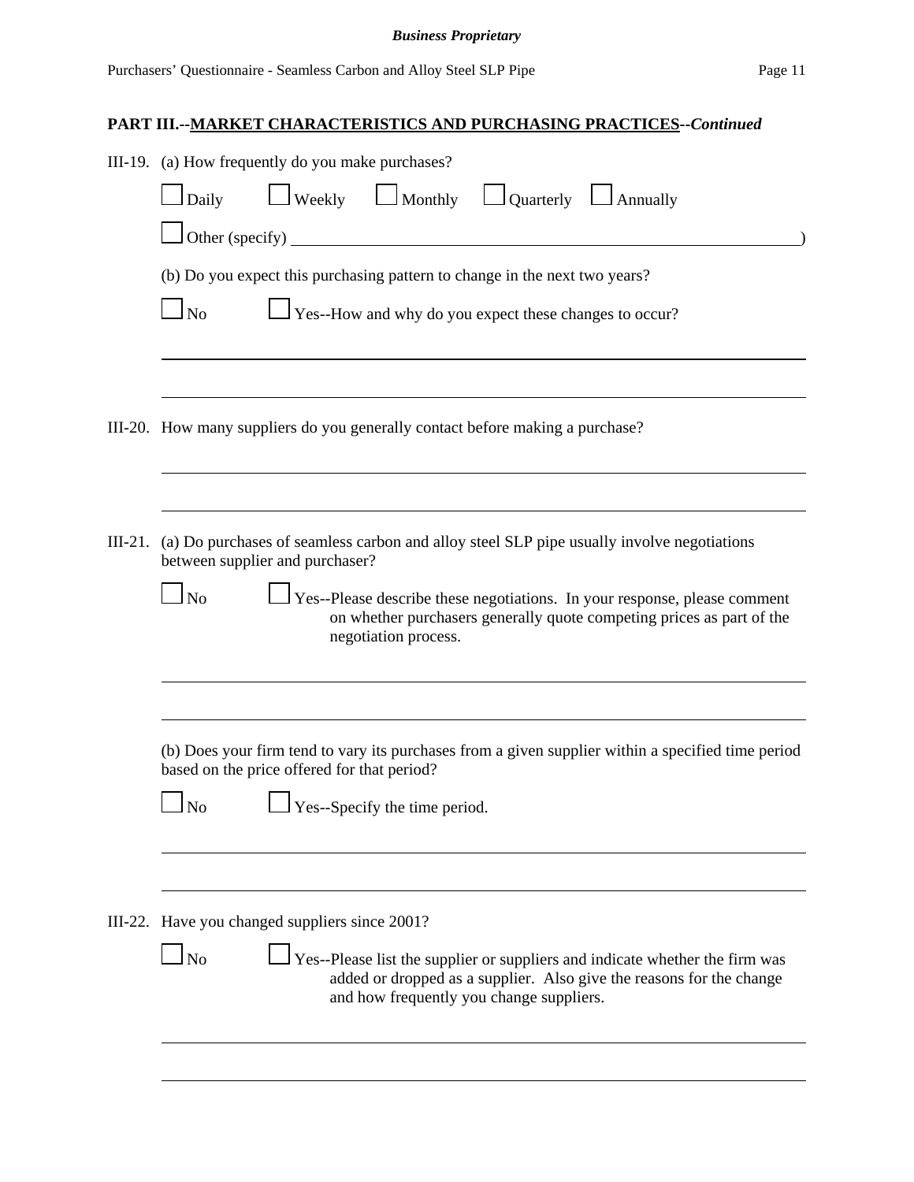## PART III.--MARKET CHARACTERISTICS AND PURCHASING PRACTICES--*Continued*

III-19. (a) How frequently do you make purchases?

☐ Daily ☐ Weekly ☐ Monthly ☐ Quarterly ☐ Annually

☐ Other (specify) ____________________________________________)

(b) Do you expect this purchasing pattern to change in the next two years?

☐ No ☐ Yes--How and why do you expect these changes to occur?

______________________________________________

______________________________________________

III-20. How many suppliers do you generally contact before making a purchase?

______________________________________________

______________________________________________

III-21. (a) Do purchases of seamless carbon and alloy steel SLP pipe usually involve negotiations between supplier and purchaser?

☐ No ☐ Yes--Please describe these negotiations. In your response, please comment on whether purchasers generally quote competing prices as part of the negotiation process.

______________________________________________

______________________________________________

(b) Does your firm tend to vary its purchases from a given supplier within a specified time period based on the price offered for that period?

☐ No ☐ Yes--Specify the time period.

______________________________________________

______________________________________________

III-22. Have you changed suppliers since 2001?

☐ No ☐ Yes--Please list the supplier or suppliers and indicate whether the firm was added or dropped as a supplier. Also give the reasons for the change and how frequently you change suppliers.

______________________________________________

______________________________________________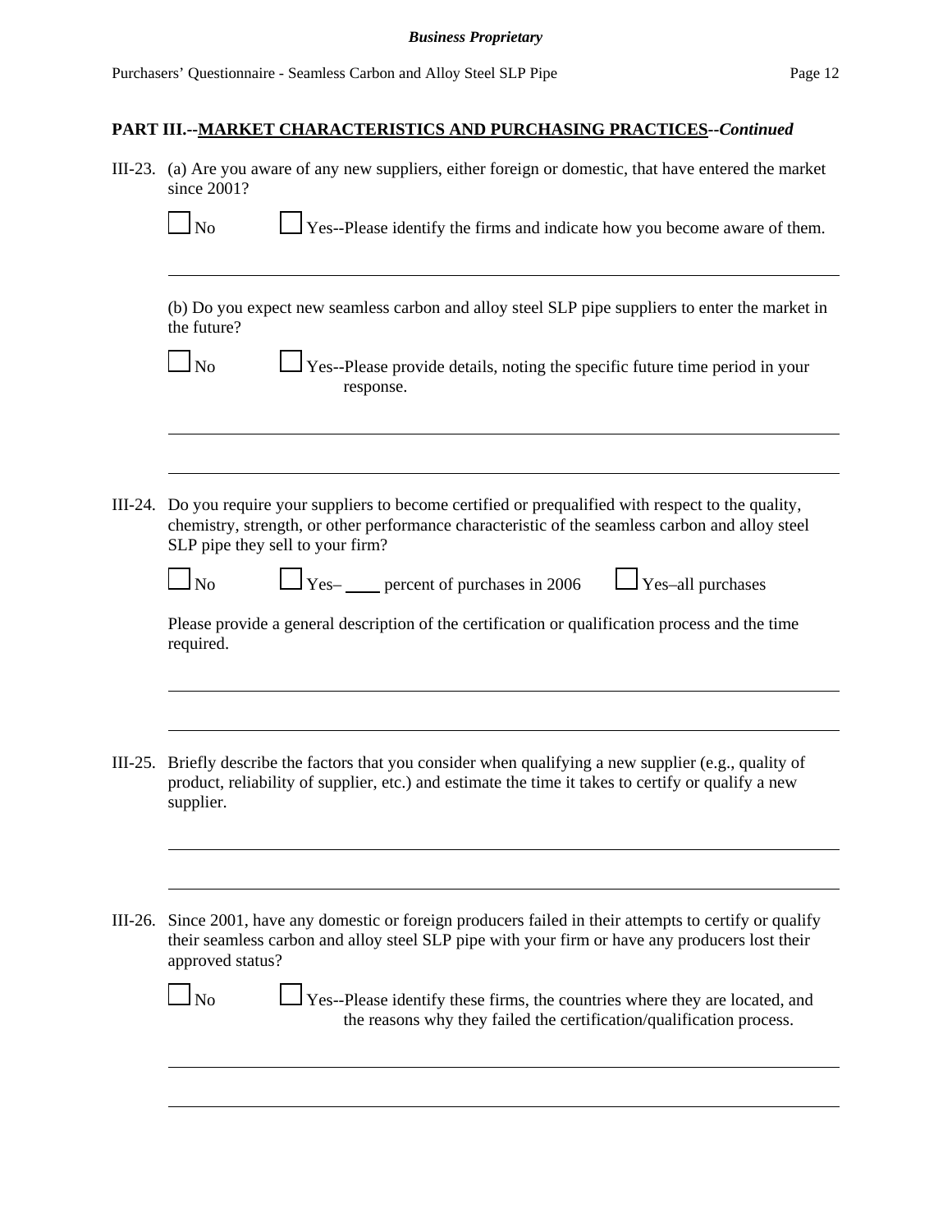## PART III.--MARKET CHARACTERISTICS AND PURCHASING PRACTICES--*Continued*

III-23. (a) Are you aware of any new suppliers, either foreign or domestic, that have entered the market since 2001?

☐ No ☐ Yes--Please identify the firms and indicate how you become aware of them.

______________________________________________________________________

(b) Do you expect new seamless carbon and alloy steel SLP pipe suppliers to enter the market in the future?

☐ No ☐ Yes--Please provide details, noting the specific future time period in your response.

______________________________________________________________________

______________________________________________________________________

III-24. Do you require your suppliers to become certified or prequalified with respect to the quality, chemistry, strength, or other performance characteristic of the seamless carbon and alloy steel SLP pipe they sell to your firm?

☐ No ☐ Yes– ____ percent of purchases in 2006 ☐ Yes–all purchases

Please provide a general description of the certification or qualification process and the time required.

______________________________________________________________________

______________________________________________________________________

III-25. Briefly describe the factors that you consider when qualifying a new supplier (e.g., quality of product, reliability of supplier, etc.) and estimate the time it takes to certify or qualify a new supplier.

______________________________________________________________________

______________________________________________________________________

III-26. Since 2001, have any domestic or foreign producers failed in their attempts to certify or qualify their seamless carbon and alloy steel SLP pipe with your firm or have any producers lost their approved status?

☐ No ☐ Yes--Please identify these firms, the countries where they are located, and the reasons why they failed the certification/qualification process.

______________________________________________________________________

______________________________________________________________________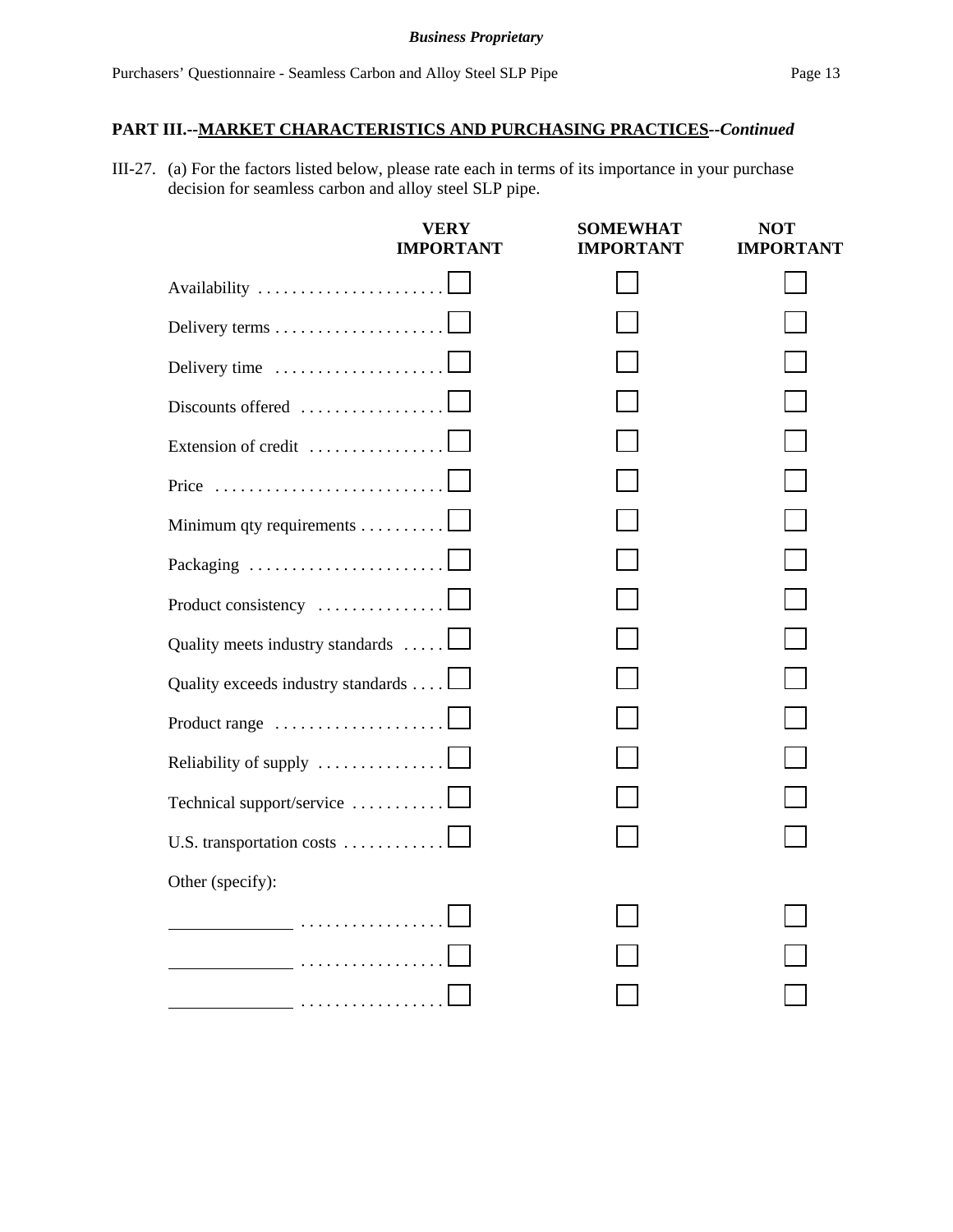## PART III.--MARKET CHARACTERISTICS AND PURCHASING PRACTICES--*Continued*

III-27. (a) For the factors listed below, please rate each in terms of its importance in your purchase decision for seamless carbon and alloy steel SLP pipe.

| | VERY IMPORTANT | SOMEWHAT IMPORTANT | NOT IMPORTANT |
|---|---|---|---|
| Availability | ☐ | ☐ | ☐ |
| Delivery terms | ☐ | ☐ | ☐ |
| Delivery time | ☐ | ☐ | ☐ |
| Discounts offered | ☐ | ☐ | ☐ |
| Extension of credit | ☐ | ☐ | ☐ |
| Price | ☐ | ☐ | ☐ |
| Minimum qty requirements | ☐ | ☐ | ☐ |
| Packaging | ☐ | ☐ | ☐ |
| Product consistency | ☐ | ☐ | ☐ |
| Quality meets industry standards | ☐ | ☐ | ☐ |
| Quality exceeds industry standards | ☐ | ☐ | ☐ |
| Product range | ☐ | ☐ | ☐ |
| Reliability of supply | ☐ | ☐ | ☐ |
| Technical support/service | ☐ | ☐ | ☐ |
| U.S. transportation costs | ☐ | ☐ | ☐ |
| Other (specify): | | | |
| ____________ | ☐ | ☐ | ☐ |
| ____________ | ☐ | ☐ | ☐ |
| ____________ | ☐ | ☐ | ☐ |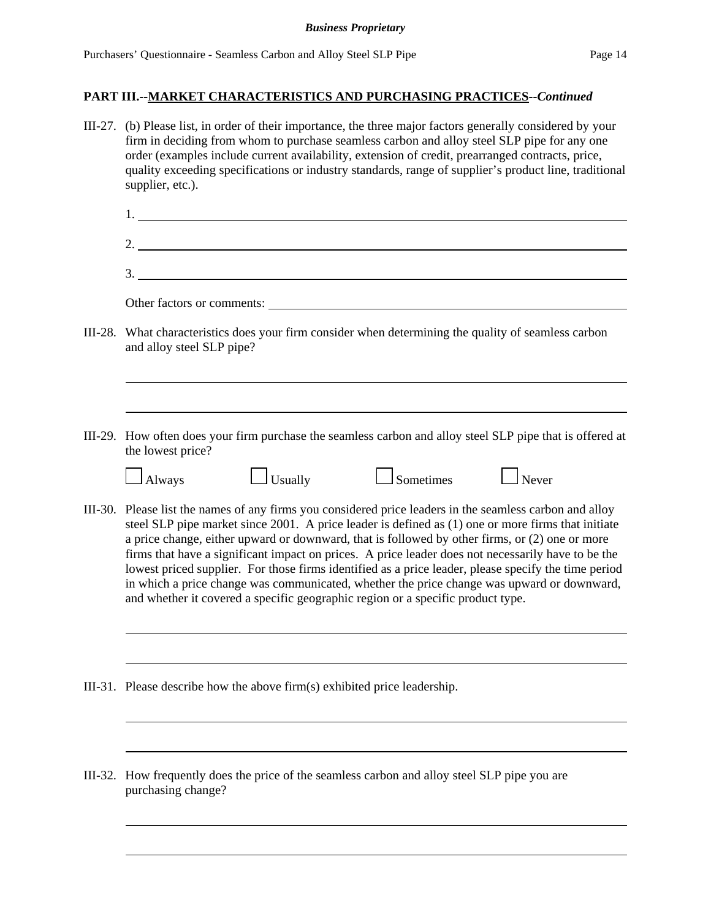**Business Proprietary**

## PART III.--MARKET CHARACTERISTICS AND PURCHASING PRACTICES--*Continued*

III-27. (b) Please list, in order of their importance, the three major factors generally considered by your firm in deciding from whom to purchase seamless carbon and alloy steel SLP pipe for any one order (examples include current availability, extension of credit, prearranged contracts, price, quality exceeding specifications or industry standards, range of supplier's product line, traditional supplier, etc.).

1. ______________________________

2. ______________________________

3. ______________________________

Other factors or comments: ______________________________

III-28. What characteristics does your firm consider when determining the quality of seamless carbon and alloy steel SLP pipe?

______________________________

______________________________

III-29. How often does your firm purchase the seamless carbon and alloy steel SLP pipe that is offered at the lowest price?

☐ Always ☐ Usually ☐ Sometimes ☐ Never

III-30. Please list the names of any firms you considered price leaders in the seamless carbon and alloy steel SLP pipe market since 2001. A price leader is defined as (1) one or more firms that initiate a price change, either upward or downward, that is followed by other firms, or (2) one or more firms that have a significant impact on prices. A price leader does not necessarily have to be the lowest priced supplier. For those firms identified as a price leader, please specify the time period in which a price change was communicated, whether the price change was upward or downward, and whether it covered a specific geographic region or a specific product type.

______________________________

______________________________

III-31. Please describe how the above firm(s) exhibited price leadership.

______________________________

______________________________

III-32. How frequently does the price of the seamless carbon and alloy steel SLP pipe you are purchasing change?

______________________________

______________________________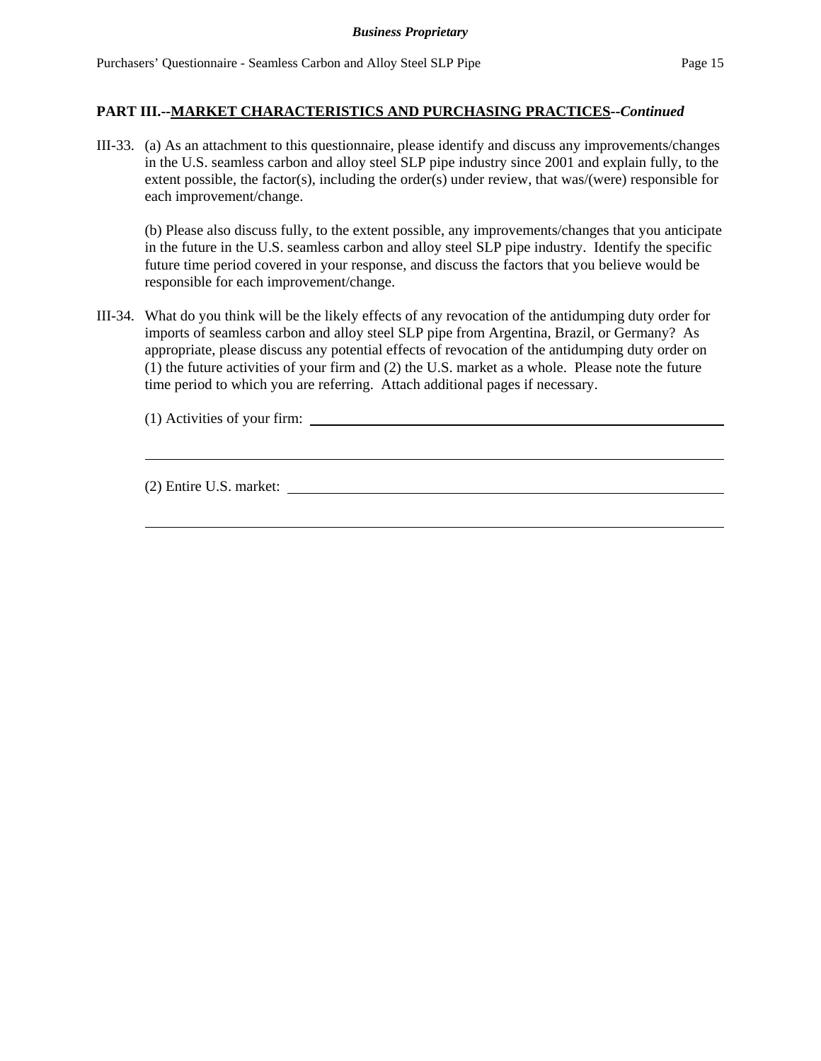**PART III.--MARKET CHARACTERISTICS AND PURCHASING PRACTICES--*Continued***

III-33. (a) As an attachment to this questionnaire, please identify and discuss any improvements/changes in the U.S. seamless carbon and alloy steel SLP pipe industry since 2001 and explain fully, to the extent possible, the factor(s), including the order(s) under review, that was/(were) responsible for each improvement/change.

(b) Please also discuss fully, to the extent possible, any improvements/changes that you anticipate in the future in the U.S. seamless carbon and alloy steel SLP pipe industry. Identify the specific future time period covered in your response, and discuss the factors that you believe would be responsible for each improvement/change.

III-34. What do you think will be the likely effects of any revocation of the antidumping duty order for imports of seamless carbon and alloy steel SLP pipe from Argentina, Brazil, or Germany? As appropriate, please discuss any potential effects of revocation of the antidumping duty order on (1) the future activities of your firm and (2) the U.S. market as a whole. Please note the future time period to which you are referring. Attach additional pages if necessary.

(1) Activities of your firm: ______________________________

______________________________

(2) Entire U.S. market: ______________________________

______________________________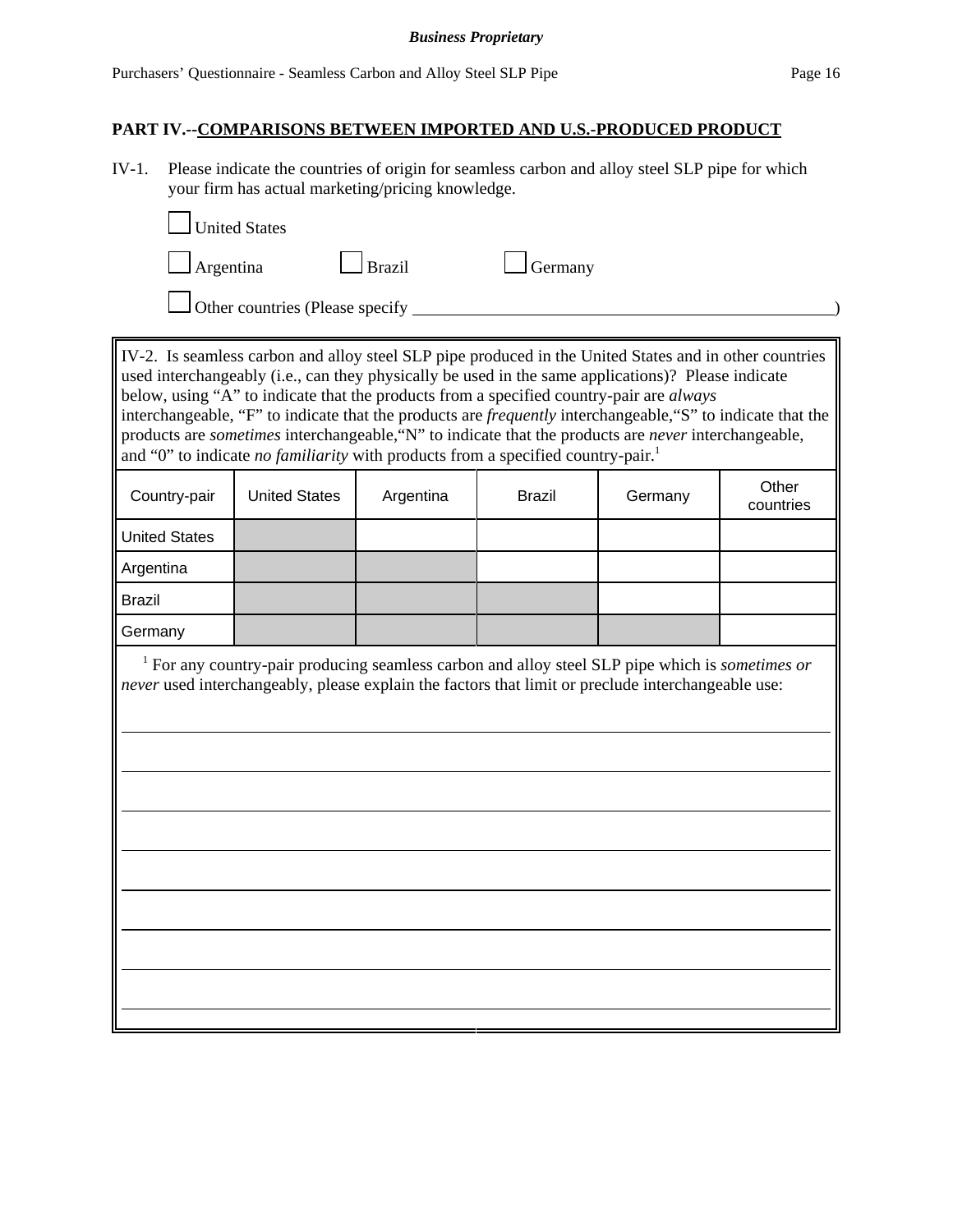## PART IV.--COMPARISONS BETWEEN IMPORTED AND U.S.-PRODUCED PRODUCT

IV-1. Please indicate the countries of origin for seamless carbon and alloy steel SLP pipe for which your firm has actual marketing/pricing knowledge.

☐ United States

☐ Argentina ☐ Brazil ☐ Germany

☐ Other countries (Please specify ______________________________________________)

IV-2. Is seamless carbon and alloy steel SLP pipe produced in the United States and in other countries used interchangeably (i.e., can they physically be used in the same applications)? Please indicate below, using "A" to indicate that the products from a specified country-pair are *always* interchangeable, "F" to indicate that the products are *frequently* interchangeable,"S" to indicate that the products are *sometimes* interchangeable,"N" to indicate that the products are *never* interchangeable, and "0" to indicate *no familiarity* with products from a specified country-pair.[1]

| Country-pair | United States | Argentina | Brazil | Germany | Other countries |
|---|---|---|---|---|---|
| United States | | | | | |
| Argentina | | | | | |
| Brazil | | | | | |
| Germany | | | | | |

[1] For any country-pair producing seamless carbon and alloy steel SLP pipe which is *sometimes or never* used interchangeably, please explain the factors that limit or preclude interchangeable use:

______________________________________________________________________________

______________________________________________________________________________

______________________________________________________________________________

______________________________________________________________________________

______________________________________________________________________________

______________________________________________________________________________

______________________________________________________________________________

______________________________________________________________________________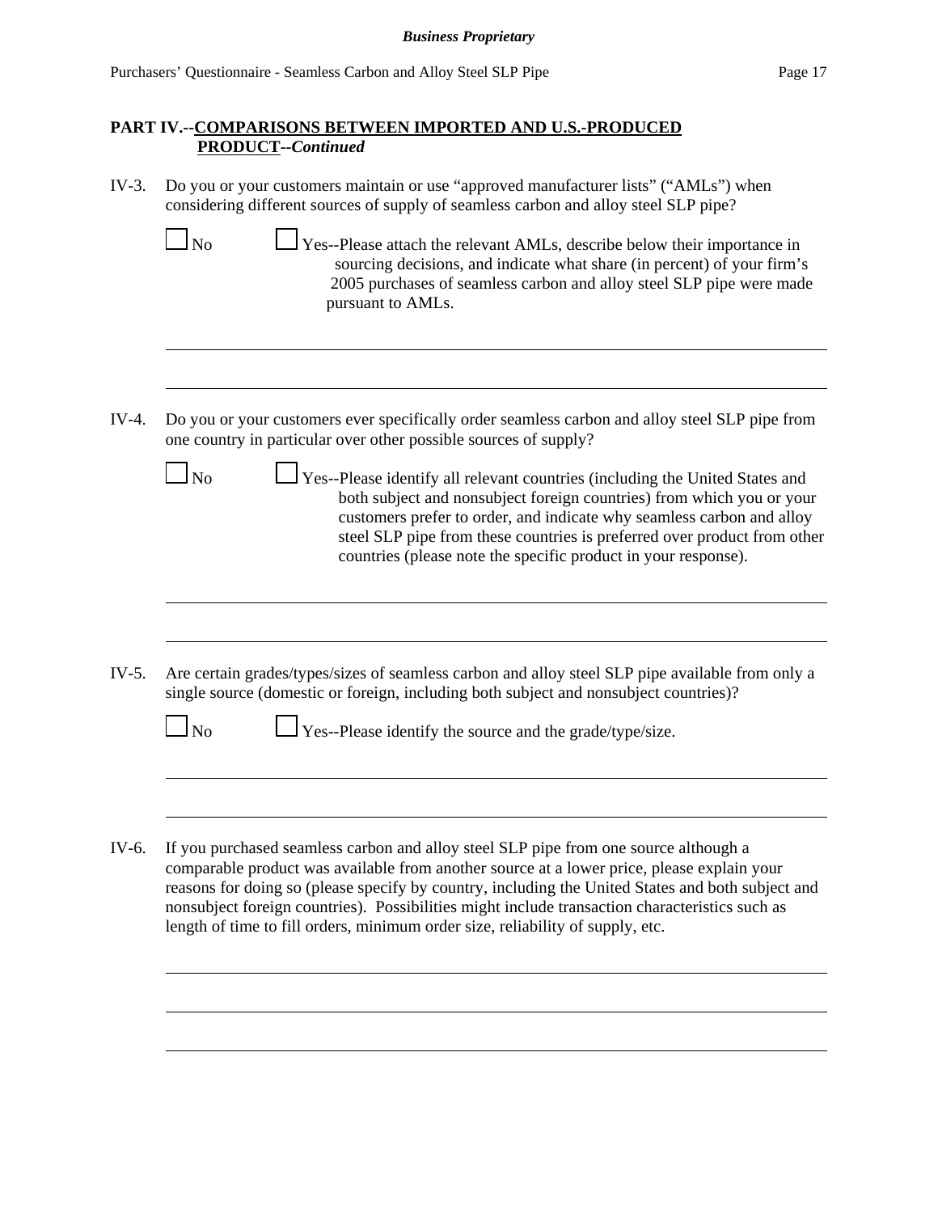## PART IV.--COMPARISONS BETWEEN IMPORTED AND U.S.-PRODUCED PRODUCT--*Continued*

IV-3. Do you or your customers maintain or use "approved manufacturer lists" ("AMLs") when considering different sources of supply of seamless carbon and alloy steel SLP pipe?

☐ No ☐ Yes--Please attach the relevant AMLs, describe below their importance in sourcing decisions, and indicate what share (in percent) of your firm's 2005 purchases of seamless carbon and alloy steel SLP pipe were made pursuant to AMLs.

IV-4. Do you or your customers ever specifically order seamless carbon and alloy steel SLP pipe from one country in particular over other possible sources of supply?

☐ No ☐ Yes--Please identify all relevant countries (including the United States and both subject and nonsubject foreign countries) from which you or your customers prefer to order, and indicate why seamless carbon and alloy steel SLP pipe from these countries is preferred over product from other countries (please note the specific product in your response).

IV-5. Are certain grades/types/sizes of seamless carbon and alloy steel SLP pipe available from only a single source (domestic or foreign, including both subject and nonsubject countries)?

☐ No ☐ Yes--Please identify the source and the grade/type/size.

IV-6. If you purchased seamless carbon and alloy steel SLP pipe from one source although a comparable product was available from another source at a lower price, please explain your reasons for doing so (please specify by country, including the United States and both subject and nonsubject foreign countries). Possibilities might include transaction characteristics such as length of time to fill orders, minimum order size, reliability of supply, etc.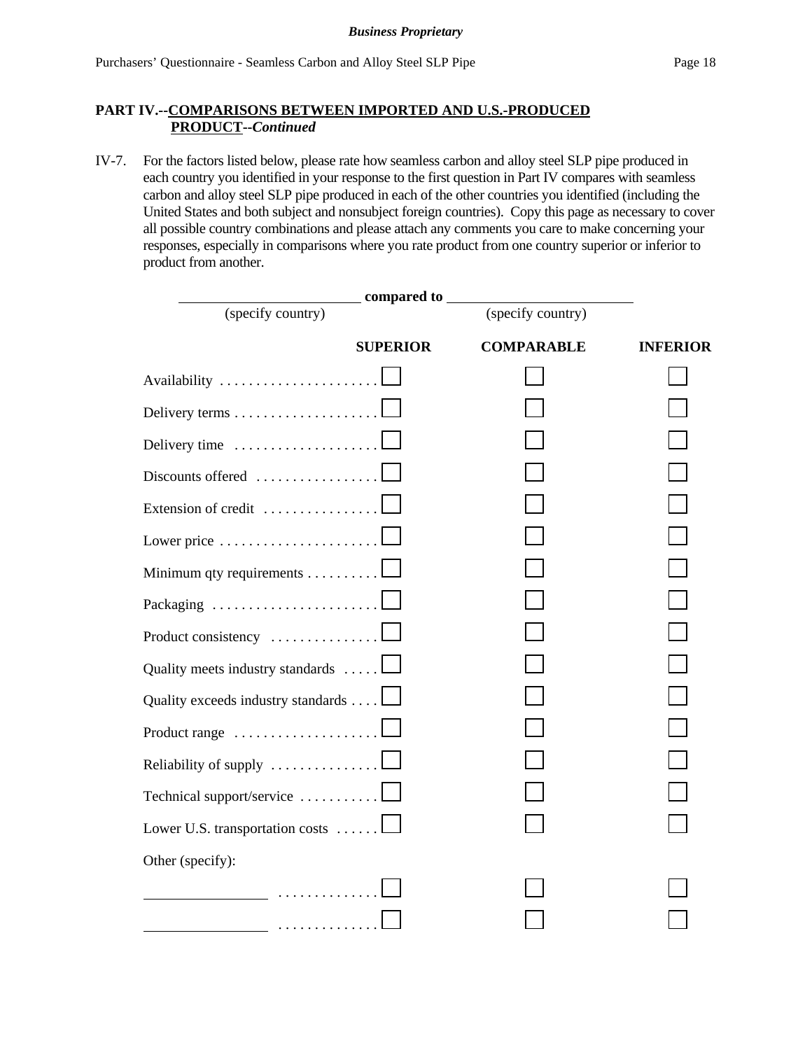## PART IV.--COMPARISONS BETWEEN IMPORTED AND U.S.-PRODUCED PRODUCT--*Continued*

IV-7. For the factors listed below, please rate how seamless carbon and alloy steel SLP pipe produced in each country you identified in your response to the first question in Part IV compares with seamless carbon and alloy steel SLP pipe produced in each of the other countries you identified (including the United States and both subject and nonsubject foreign countries). Copy this page as necessary to cover all possible country combinations and please attach any comments you care to make concerning your responses, especially in comparisons where you rate product from one country superior or inferior to product from another.

\_\_\_\_\_\_\_\_\_\_\_\_\_\_\_\_\_\_\_\_ **compared to** \_\_\_\_\_\_\_\_\_\_\_\_\_\_\_\_\_\_\_\_
(specify country) (specify country)

| | SUPERIOR | COMPARABLE | INFERIOR |
|---|---|---|---|
| Availability | ☐ | ☐ | ☐ |
| Delivery terms | ☐ | ☐ | ☐ |
| Delivery time | ☐ | ☐ | ☐ |
| Discounts offered | ☐ | ☐ | ☐ |
| Extension of credit | ☐ | ☐ | ☐ |
| Lower price | ☐ | ☐ | ☐ |
| Minimum qty requirements | ☐ | ☐ | ☐ |
| Packaging | ☐ | ☐ | ☐ |
| Product consistency | ☐ | ☐ | ☐ |
| Quality meets industry standards | ☐ | ☐ | ☐ |
| Quality exceeds industry standards | ☐ | ☐ | ☐ |
| Product range | ☐ | ☐ | ☐ |
| Reliability of supply | ☐ | ☐ | ☐ |
| Technical support/service | ☐ | ☐ | ☐ |
| Lower U.S. transportation costs | ☐ | ☐ | ☐ |
| Other (specify): | | | |
| \_\_\_\_\_\_\_\_\_\_\_\_ | ☐ | ☐ | ☐ |
| \_\_\_\_\_\_\_\_\_\_\_\_ | ☐ | ☐ | ☐ |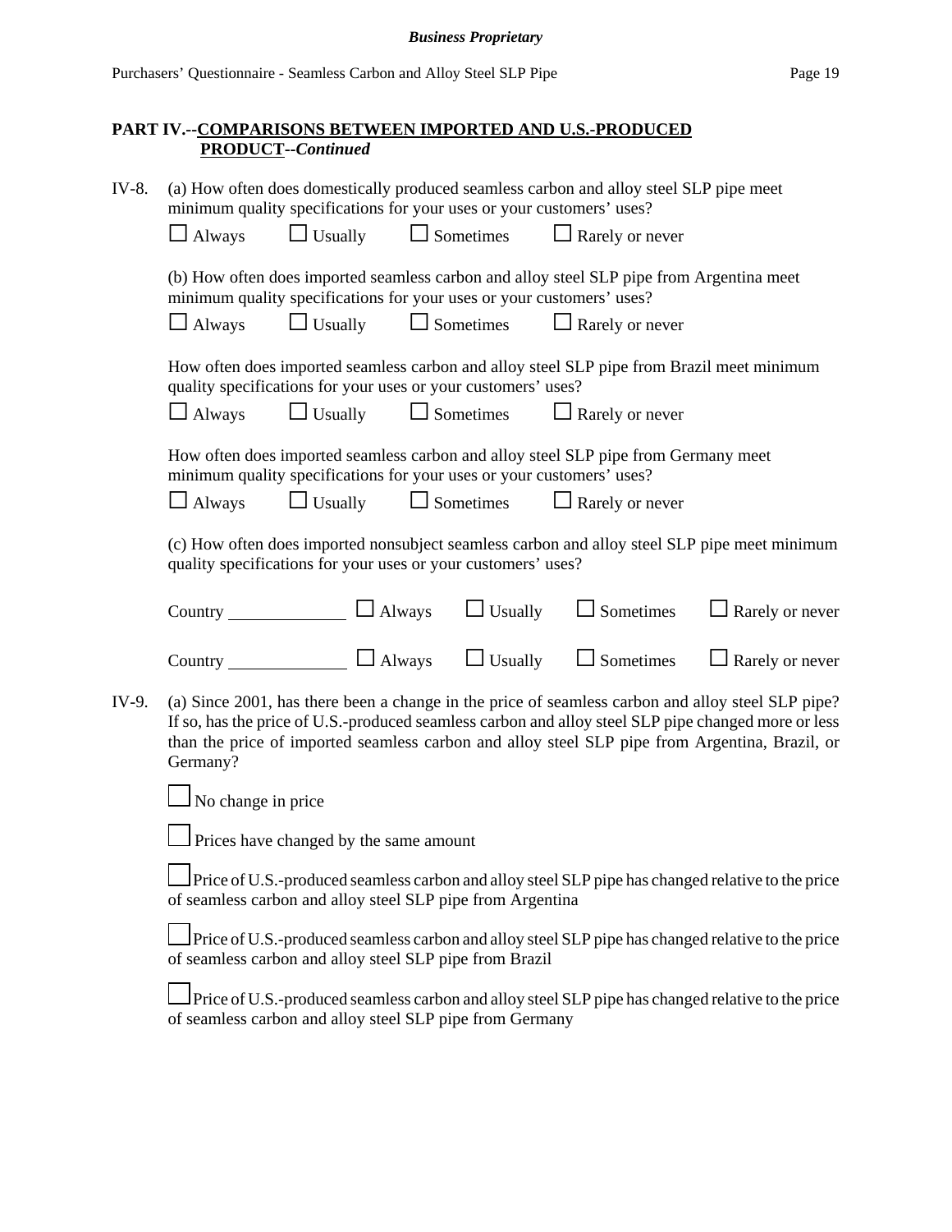## PART IV.--COMPARISONS BETWEEN IMPORTED AND U.S.-PRODUCED PRODUCT--*Continued*

IV-8. (a) How often does domestically produced seamless carbon and alloy steel SLP pipe meet minimum quality specifications for your uses or your customers' uses?

☐ Always ☐ Usually ☐ Sometimes ☐ Rarely or never

(b) How often does imported seamless carbon and alloy steel SLP pipe from Argentina meet minimum quality specifications for your uses or your customers' uses?

☐ Always ☐ Usually ☐ Sometimes ☐ Rarely or never

How often does imported seamless carbon and alloy steel SLP pipe from Brazil meet minimum quality specifications for your uses or your customers' uses?

☐ Always ☐ Usually ☐ Sometimes ☐ Rarely or never

How often does imported seamless carbon and alloy steel SLP pipe from Germany meet minimum quality specifications for your uses or your customers' uses?

☐ Always ☐ Usually ☐ Sometimes ☐ Rarely or never

(c) How often does imported nonsubject seamless carbon and alloy steel SLP pipe meet minimum quality specifications for your uses or your customers' uses?

Country \_\_\_\_\_\_\_\_\_\_\_\_ ☐ Always ☐ Usually ☐ Sometimes ☐ Rarely or never

Country \_\_\_\_\_\_\_\_\_\_\_\_ ☐ Always ☐ Usually ☐ Sometimes ☐ Rarely or never

IV-9. (a) Since 2001, has there been a change in the price of seamless carbon and alloy steel SLP pipe? If so, has the price of U.S.-produced seamless carbon and alloy steel SLP pipe changed more or less than the price of imported seamless carbon and alloy steel SLP pipe from Argentina, Brazil, or Germany?

☐ No change in price

☐ Prices have changed by the same amount

☐ Price of U.S.-produced seamless carbon and alloy steel SLP pipe has changed relative to the price of seamless carbon and alloy steel SLP pipe from Argentina

☐ Price of U.S.-produced seamless carbon and alloy steel SLP pipe has changed relative to the price of seamless carbon and alloy steel SLP pipe from Brazil

☐ Price of U.S.-produced seamless carbon and alloy steel SLP pipe has changed relative to the price of seamless carbon and alloy steel SLP pipe from Germany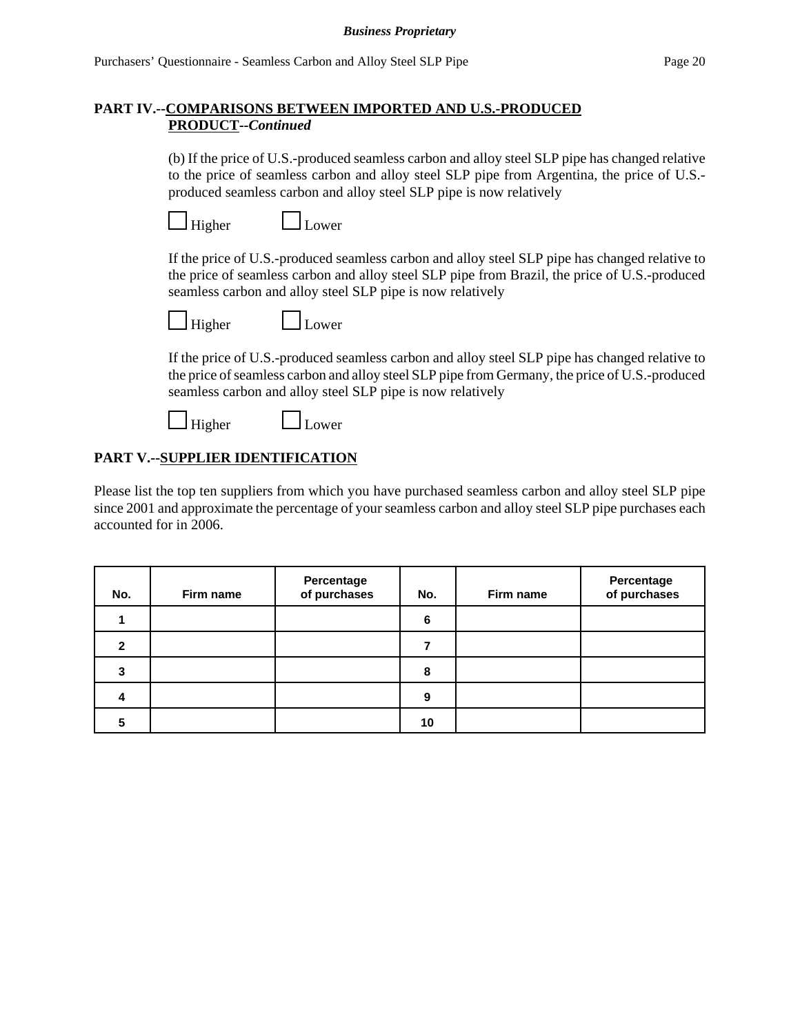## PART IV.--COMPARISONS BETWEEN IMPORTED AND U.S.-PRODUCED PRODUCT--*Continued*

(b) If the price of U.S.-produced seamless carbon and alloy steel SLP pipe has changed relative to the price of seamless carbon and alloy steel SLP pipe from Argentina, the price of U.S.-produced seamless carbon and alloy steel SLP pipe is now relatively

☐ Higher ☐ Lower

If the price of U.S.-produced seamless carbon and alloy steel SLP pipe has changed relative to the price of seamless carbon and alloy steel SLP pipe from Brazil, the price of U.S.-produced seamless carbon and alloy steel SLP pipe is now relatively

☐ Higher ☐ Lower

If the price of U.S.-produced seamless carbon and alloy steel SLP pipe has changed relative to the price of seamless carbon and alloy steel SLP pipe from Germany, the price of U.S.-produced seamless carbon and alloy steel SLP pipe is now relatively

☐ Higher ☐ Lower

## PART V.--SUPPLIER IDENTIFICATION

Please list the top ten suppliers from which you have purchased seamless carbon and alloy steel SLP pipe since 2001 and approximate the percentage of your seamless carbon and alloy steel SLP pipe purchases each accounted for in 2006.

| No. | Firm name | Percentage of purchases | No. | Firm name | Percentage of purchases |
|---|---|---|---|---|---|
| 1 | | | 6 | | |
| 2 | | | 7 | | |
| 3 | | | 8 | | |
| 4 | | | 9 | | |
| 5 | | | 10 | | |